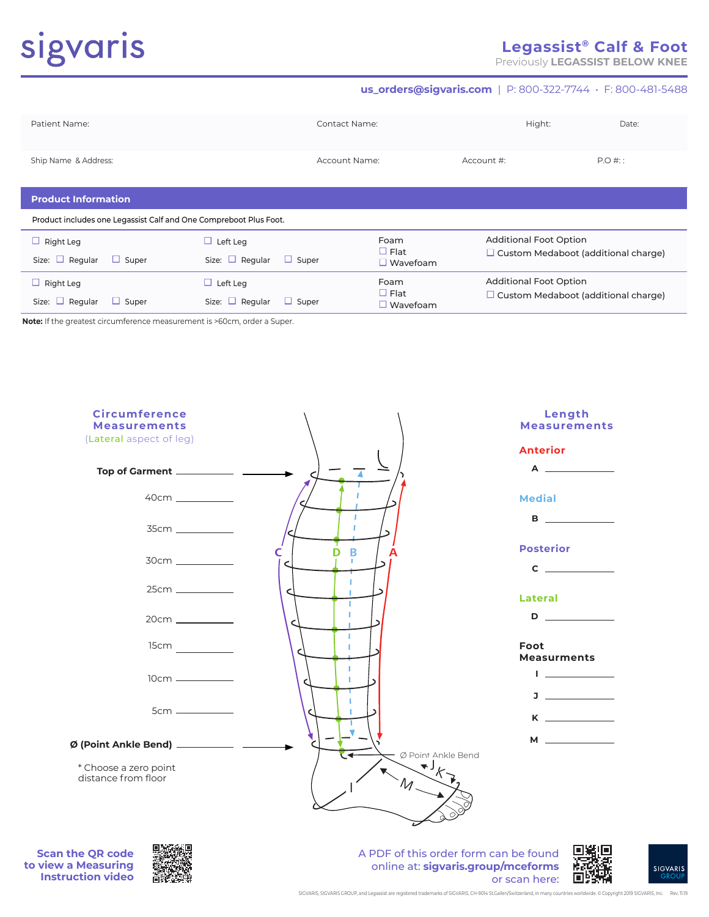sigvaris

# Legassist® Calf & Foot

Previously **LEGASSIST BELOW KNEE**

**us_orders@sigvaris.com** | P: 800-322-7744 • F: 800-481-5488

| Patient Name: | Contact Name: | | Hight: | Date: |
|---|---|---|---|---|
| Ship Name & Address: | Account Name: | Account #: | | P.O #: : |

## Product Information

Product includes one Legassist Calf and One Compreboot Plus Foot.

| | | | |
|---|---|---|---|
| ☐ Right Leg<br>Size: ☐ Regular ☐ Super | ☐ Left Leg<br>Size: ☐ Regular ☐ Super | Foam<br>☐ Flat<br>☐ Wavefoam | Additional Foot Option<br>☐ Custom Medaboot (additional charge) |
| ☐ Right Leg<br>Size: ☐ Regular ☐ Super | ☐ Left Leg<br>Size: ☐ Regular ☐ Super | Foam<br>☐ Flat<br>☐ Wavefoam | Additional Foot Option<br>☐ Custom Medaboot (additional charge) |

**Note:** If the greatest circumference measurement is >60cm, order a Super.

### Circumference Measurements
(Lateral aspect of leg)

**Top of Garment** ____________

40cm ____________

35cm ____________

30cm ____________

25cm ____________

20cm ____________

15cm ____________

10cm ____________

5cm ____________

**Ø (Point Ankle Bend)** ____________

\* Choose a zero point distance from floor

Ø Point Ankle Bend

### Length Measurements

**Anterior**

A ____________

**Medial**

B ____________

**Posterior**

C ____________

**Lateral**

D ____________

**Foot Measurments**

I ____________

J ____________

K ____________

M ____________

**Scan the QR code to view a Measuring Instruction video**

A PDF of this order form can be found online at: **sigvaris.group/mceforms** or scan here:

SIGVARIS GROUP

SIGVARIS, SIGVARIS GROUP, and Legassist are registered trademarks of SIGVARIS, CH-9014 St.Gallen/Switzerland, in many countries worldwide. © Copyright 2019 SIGVARIS, Inc. Rev. 11.19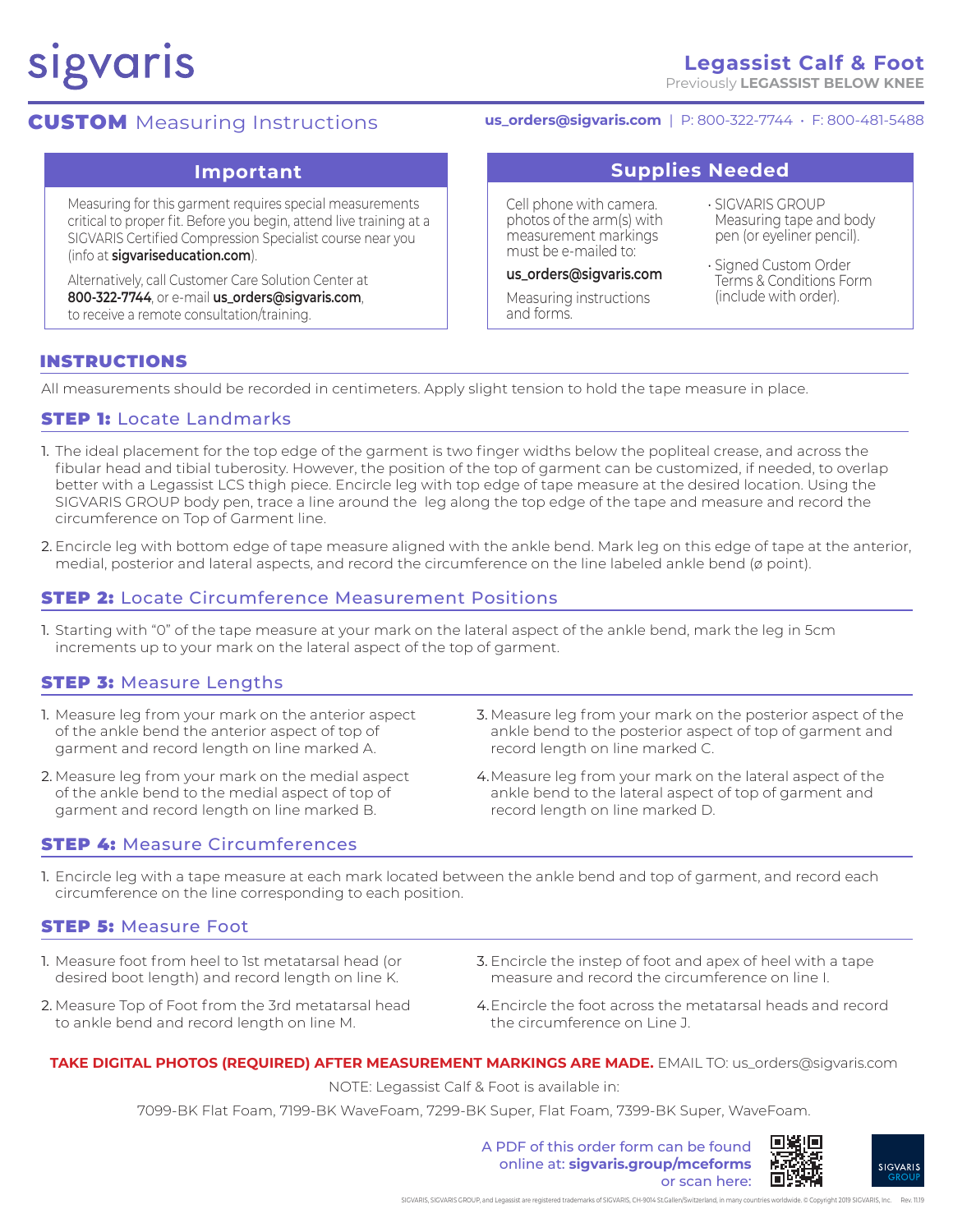sigvaris

## Legassist Calf & Foot

Previously **LEGASSIST BELOW KNEE**

# **CUSTOM** Measuring Instructions

**us_orders@sigvaris.com** | P: 800-322-7744 • F: 800-481-5488

### Important

Measuring for this garment requires special measurements critical to proper fit. Before you begin, attend live training at a SIGVARIS Certified Compression Specialist course near you (info at **sigvariseducation.com**).

Alternatively, call Customer Care Solution Center at **800-322-7744**, or e-mail **us_orders@sigvaris.com**, to receive a remote consultation/training.

### Supplies Needed

Cell phone with camera. photos of the arm(s) with measurement markings must be e-mailed to:

**us_orders@sigvaris.com**

Measuring instructions and forms.

- SIGVARIS GROUP Measuring tape and body pen (or eyeliner pencil).
- Signed Custom Order Terms & Conditions Form (include with order).

## INSTRUCTIONS

All measurements should be recorded in centimeters. Apply slight tension to hold the tape measure in place.

### STEP 1: Locate Landmarks

1. The ideal placement for the top edge of the garment is two finger widths below the popliteal crease, and across the fibular head and tibial tuberosity. However, the position of the top of garment can be customized, if needed, to overlap better with a Legassist LCS thigh piece. Encircle leg with top edge of tape measure at the desired location. Using the SIGVARIS GROUP body pen, trace a line around the leg along the top edge of the tape and measure and record the circumference on Top of Garment line.
2. Encircle leg with bottom edge of tape measure aligned with the ankle bend. Mark leg on this edge of tape at the anterior, medial, posterior and lateral aspects, and record the circumference on the line labeled ankle bend (ø point).

### STEP 2: Locate Circumference Measurement Positions

1. Starting with "0" of the tape measure at your mark on the lateral aspect of the ankle bend, mark the leg in 5cm increments up to your mark on the lateral aspect of the top of garment.

### STEP 3: Measure Lengths

1. Measure leg from your mark on the anterior aspect of the ankle bend the anterior aspect of top of garment and record length on line marked A.
2. Measure leg from your mark on the medial aspect of the ankle bend to the medial aspect of top of garment and record length on line marked B.
3. Measure leg from your mark on the posterior aspect of the ankle bend to the posterior aspect of top of garment and record length on line marked C.
4. Measure leg from your mark on the lateral aspect of the ankle bend to the lateral aspect of top of garment and record length on line marked D.

### STEP 4: Measure Circumferences

1. Encircle leg with a tape measure at each mark located between the ankle bend and top of garment, and record each circumference on the line corresponding to each position.

### STEP 5: Measure Foot

1. Measure foot from heel to 1st metatarsal head (or desired boot length) and record length on line K.
2. Measure Top of Foot from the 3rd metatarsal head to ankle bend and record length on line M.
3. Encircle the instep of foot and apex of heel with a tape measure and record the circumference on line I.
4. Encircle the foot across the metatarsal heads and record the circumference on Line J.

**TAKE DIGITAL PHOTOS (REQUIRED) AFTER MEASUREMENT MARKINGS ARE MADE.** EMAIL TO: us_orders@sigvaris.com

NOTE: Legassist Calf & Foot is available in:

7099-BK Flat Foam, 7199-BK WaveFoam, 7299-BK Super, Flat Foam, 7399-BK Super, WaveFoam.

A PDF of this order form can be found online at: **sigvaris.group/mceforms** or scan here:

SIGVARIS GROUP

SIGVARIS, SIGVARIS GROUP, and Legassist are registered trademarks of SIGVARIS, CH-9014 St.Gallen/Switzerland, in many countries worldwide. © Copyright 2019 SIGVARIS, Inc. Rev. 11.19